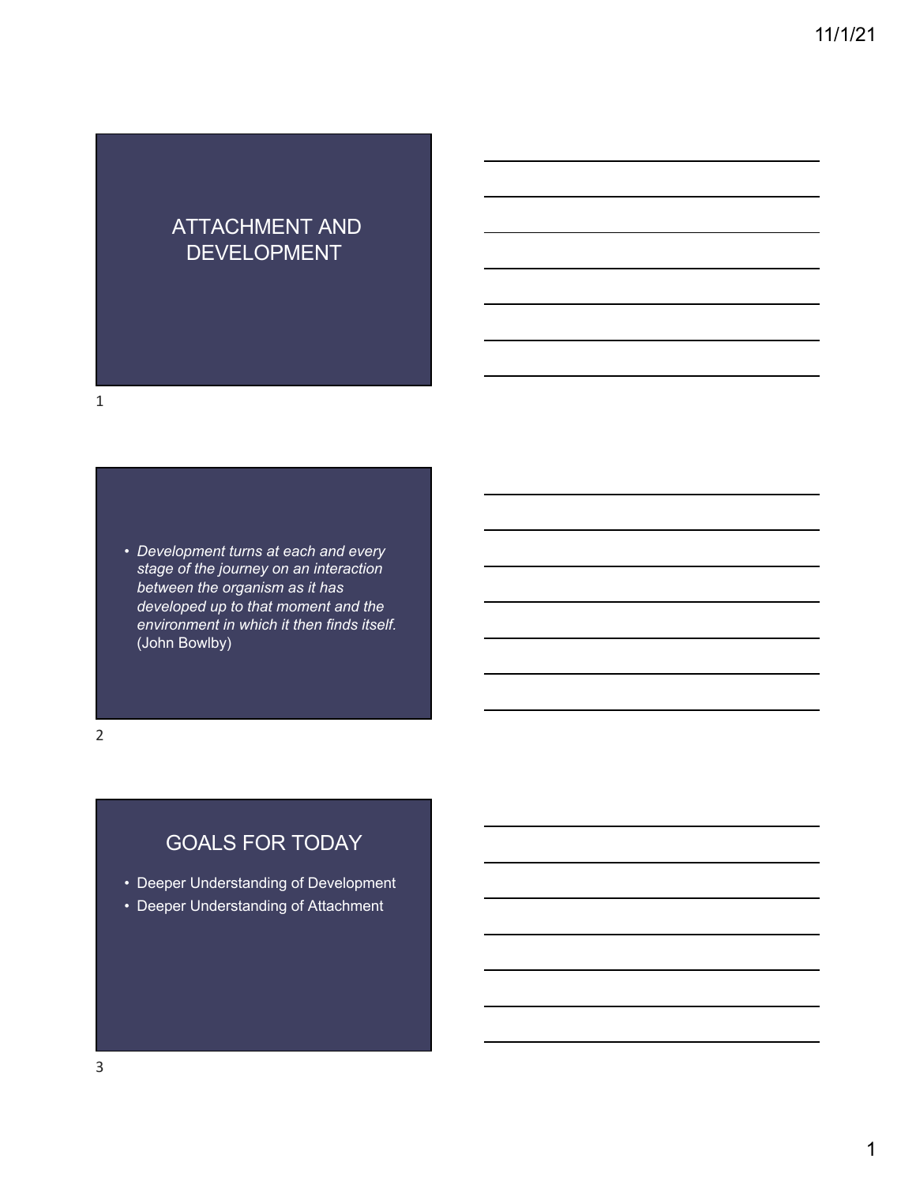# ATTACHMENT AND DEVELOPMENT

- *Development turns at each and every stage of the journey on an interaction between the organism as it has developed up to that moment and the environment in which it then finds itself.* (John Bowlby)

## GOALS FOR TODAY

- Deeper Understanding of Development
- Deeper Understanding of Attachment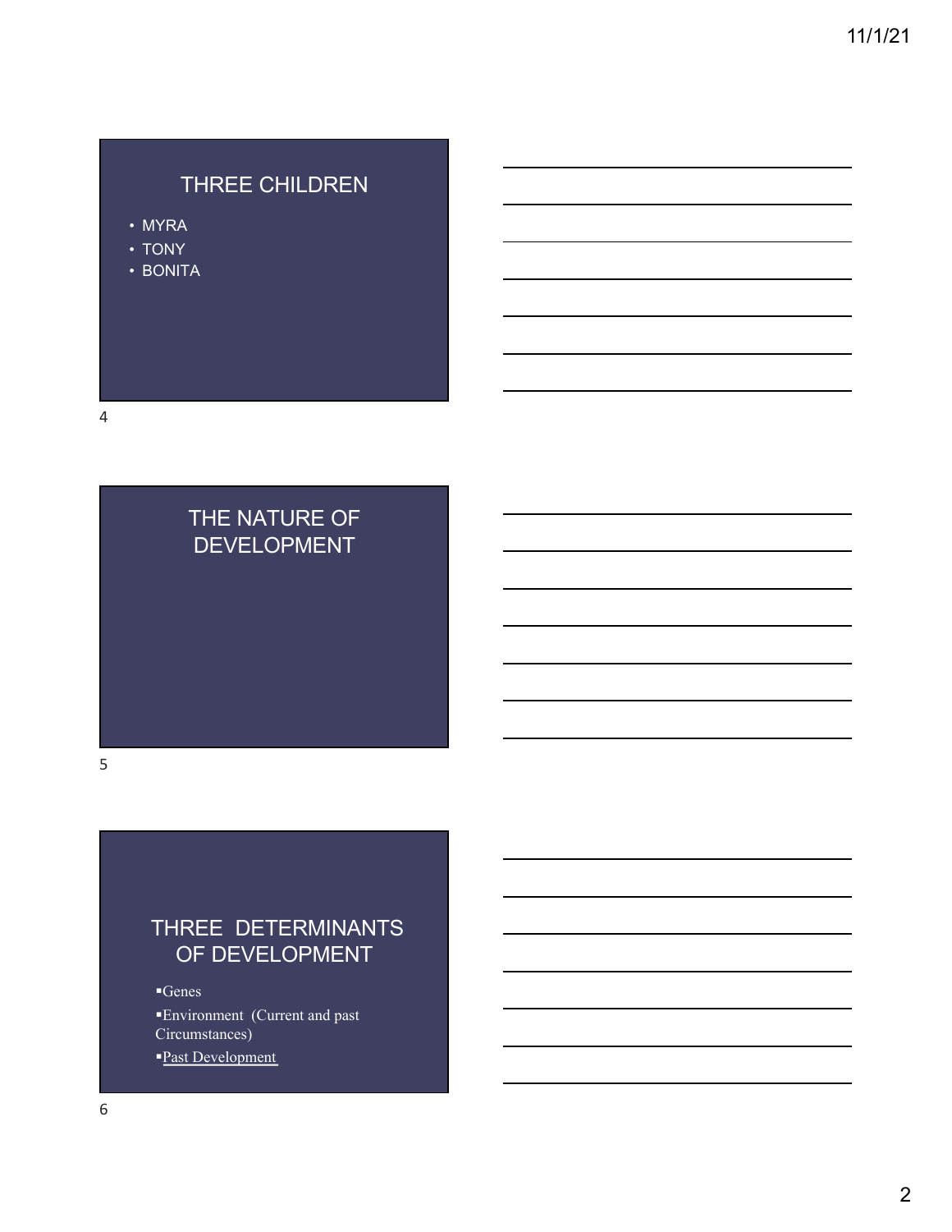## THREE CHILDREN

- MYRA
- TONY
- BONITA

## THE NATURE OF DEVELOPMENT

## THREE DETERMINANTS OF DEVELOPMENT

- Genes
- Environment (Current and past Circumstances)
- Past Development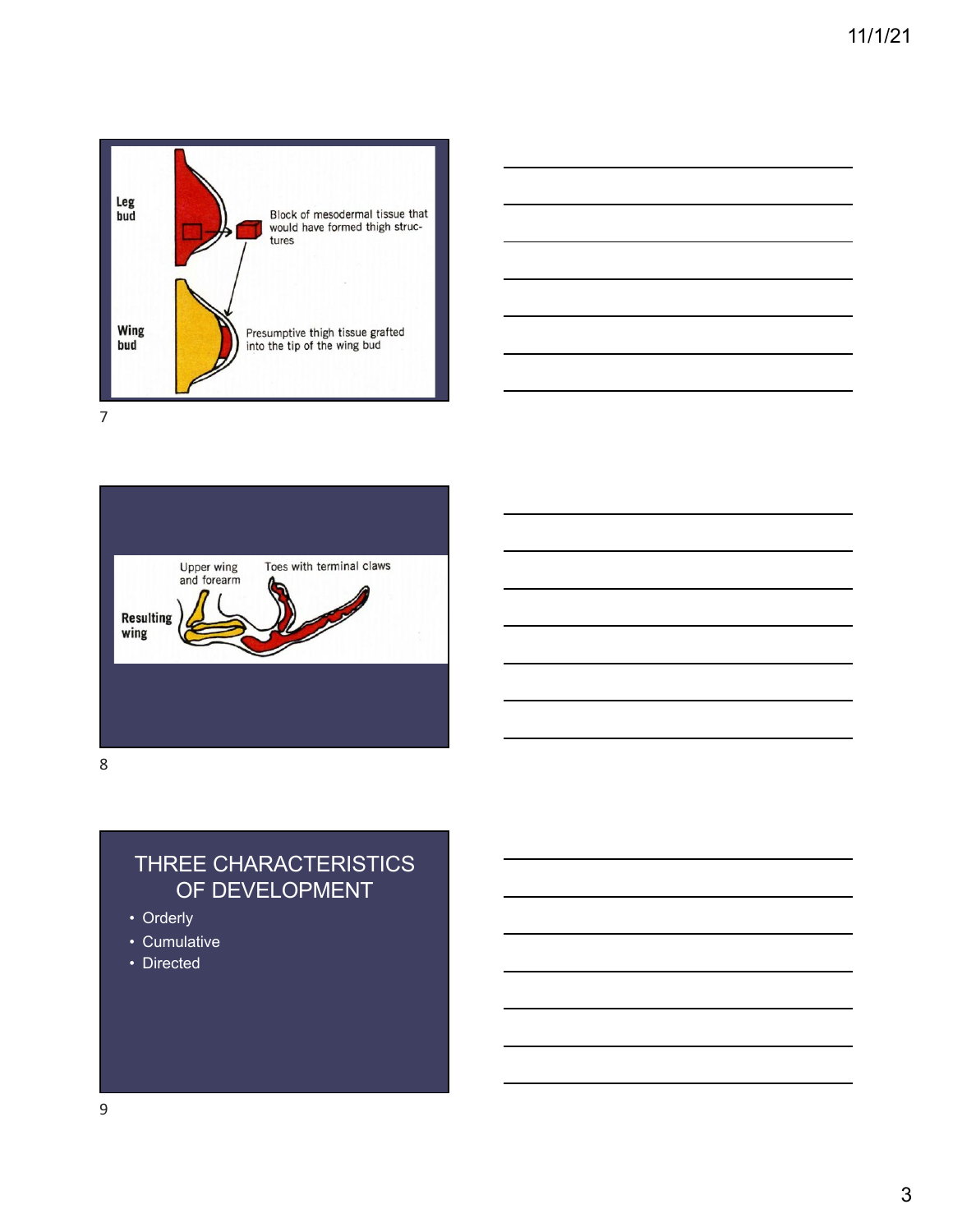Leg bud

Block of mesodermal tissue that would have formed thigh structures

Wing bud

Presumptive thigh tissue grafted into the tip of the wing bud

Upper wing and forearm

Toes with terminal claws

Resulting wing

## THREE CHARACTERISTICS OF DEVELOPMENT

- Orderly
- Cumulative
- Directed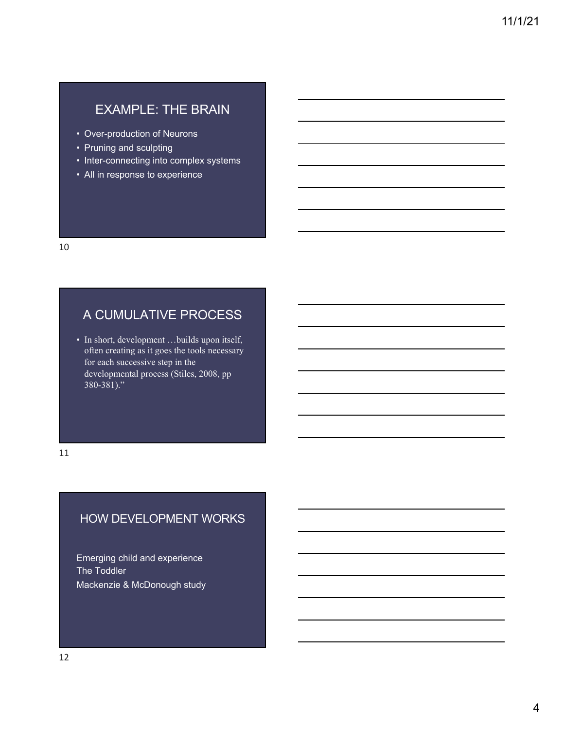## EXAMPLE: THE BRAIN

- Over-production of Neurons
- Pruning and sculpting
- Inter-connecting into complex systems
- All in response to experience

## A CUMULATIVE PROCESS

- In short, development …builds upon itself, often creating as it goes the tools necessary for each successive step in the developmental process (Stiles, 2008, pp 380-381)."

## HOW DEVELOPMENT WORKS

Emerging child and experience
The Toddler
Mackenzie & McDonough study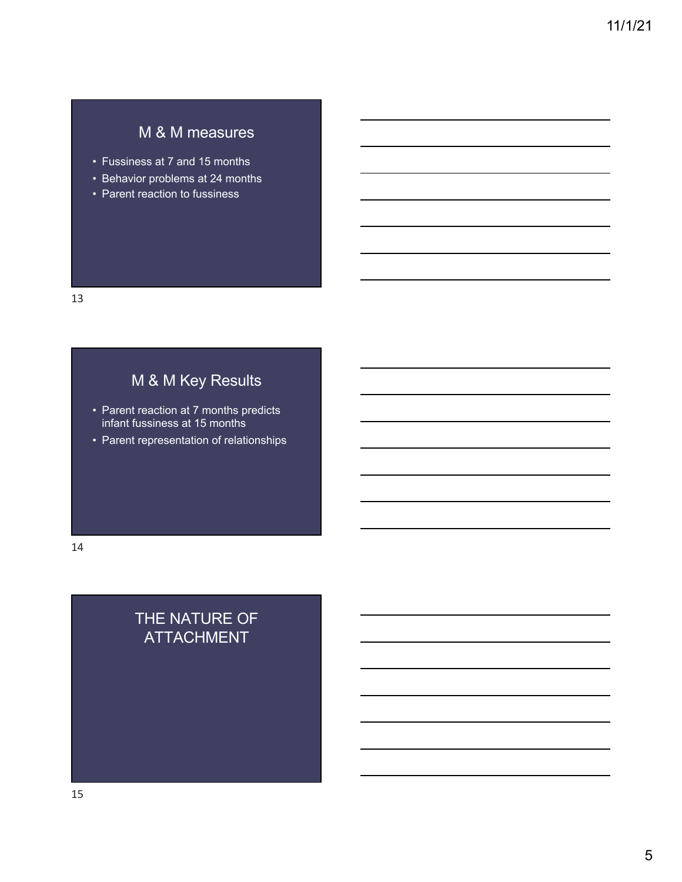## M & M measures

- Fussiness at 7 and 15 months
- Behavior problems at 24 months
- Parent reaction to fussiness

## M & M Key Results

- Parent reaction at 7 months predicts infant fussiness at 15 months
- Parent representation of relationships

## THE NATURE OF ATTACHMENT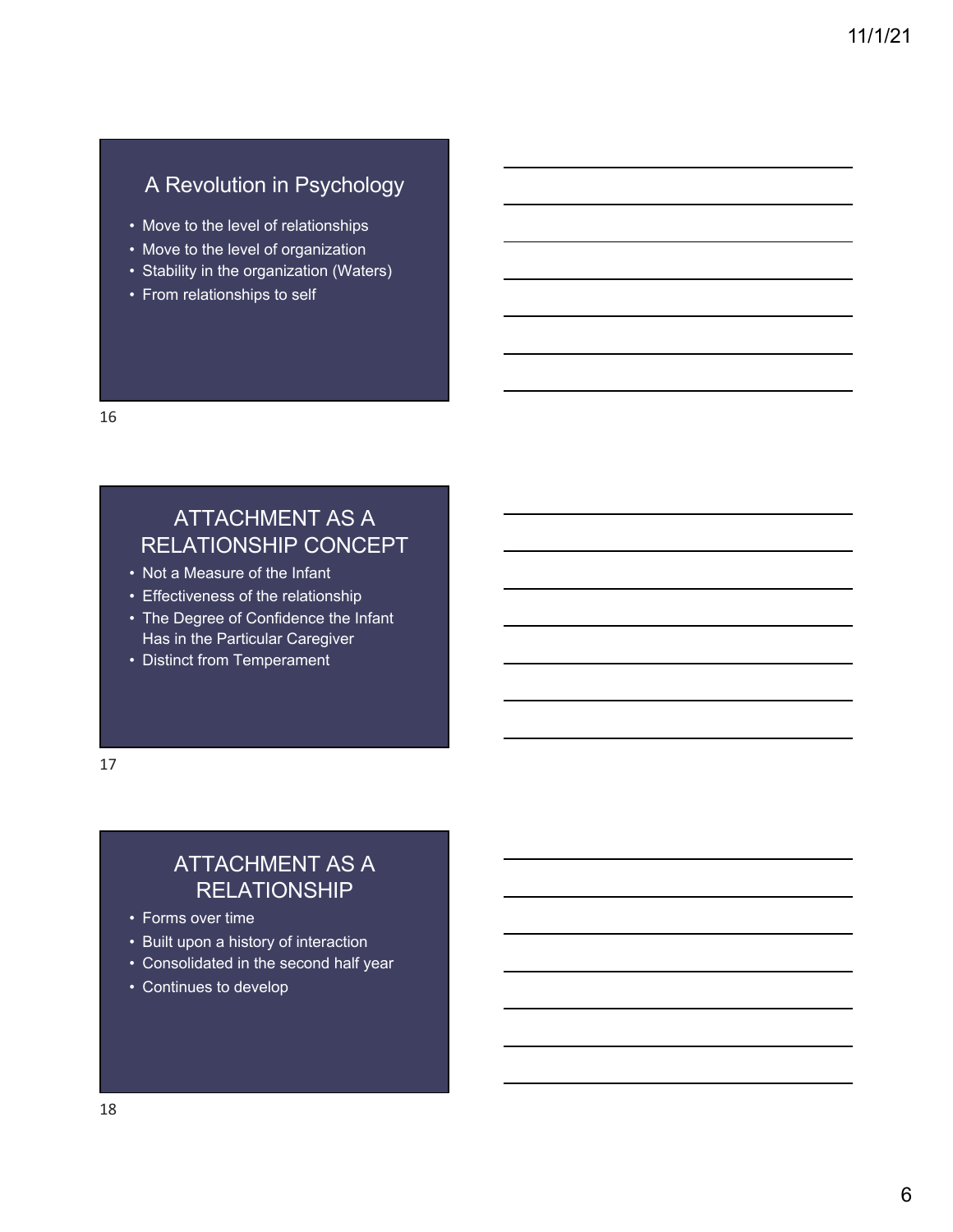## A Revolution in Psychology

- Move to the level of relationships
- Move to the level of organization
- Stability in the organization (Waters)
- From relationships to self

## ATTACHMENT AS A RELATIONSHIP CONCEPT

- Not a Measure of the Infant
- Effectiveness of the relationship
- The Degree of Confidence the Infant Has in the Particular Caregiver
- Distinct from Temperament

## ATTACHMENT AS A RELATIONSHIP

- Forms over time
- Built upon a history of interaction
- Consolidated in the second half year
- Continues to develop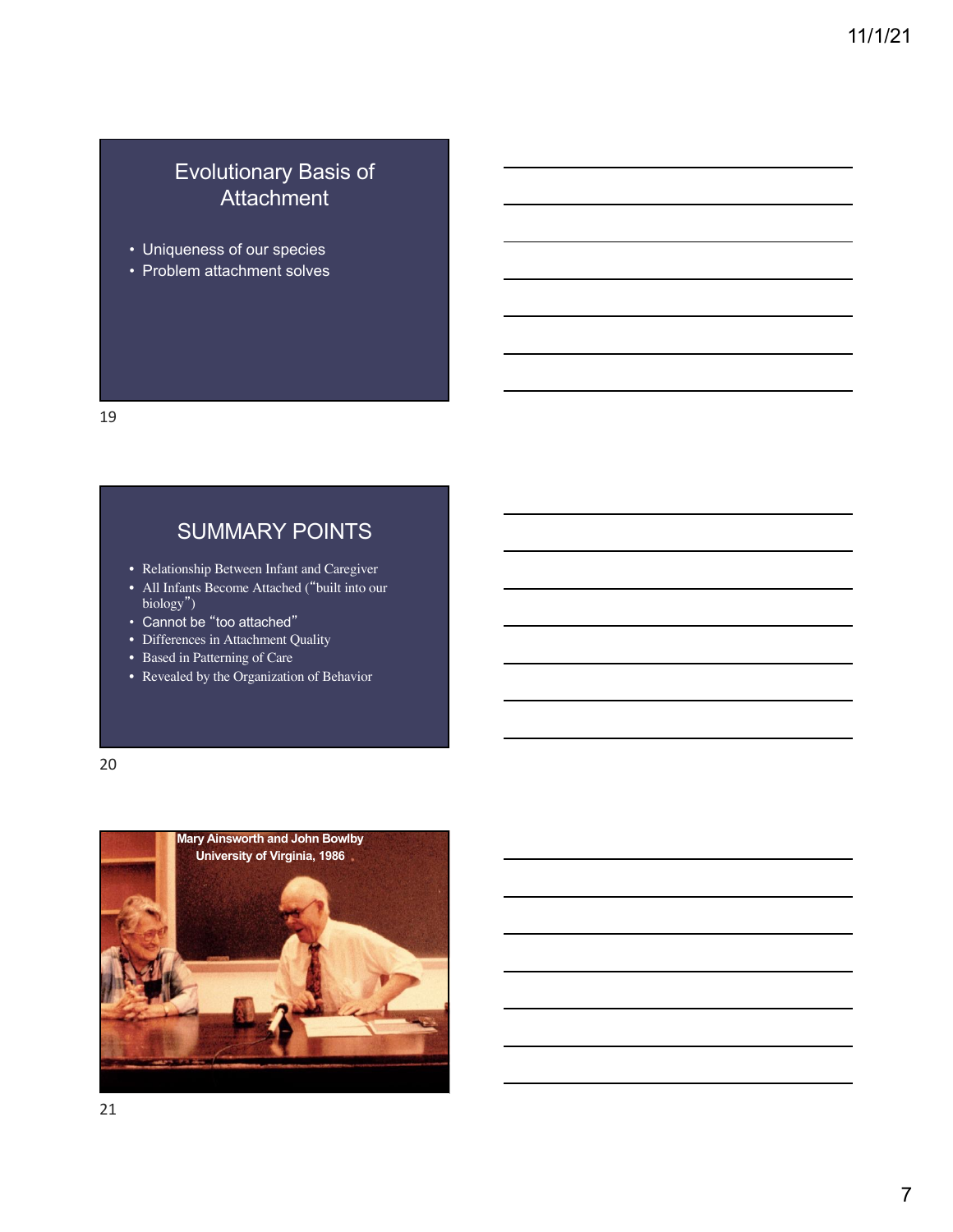## Evolutionary Basis of Attachment

- Uniqueness of our species
- Problem attachment solves

## SUMMARY POINTS

- Relationship Between Infant and Caregiver
- All Infants Become Attached ("built into our biology")
- Cannot be "too attached"
- Differences in Attachment Quality
- Based in Patterning of Care
- Revealed by the Organization of Behavior

Mary Ainsworth and John Bowlby
University of Virginia, 1986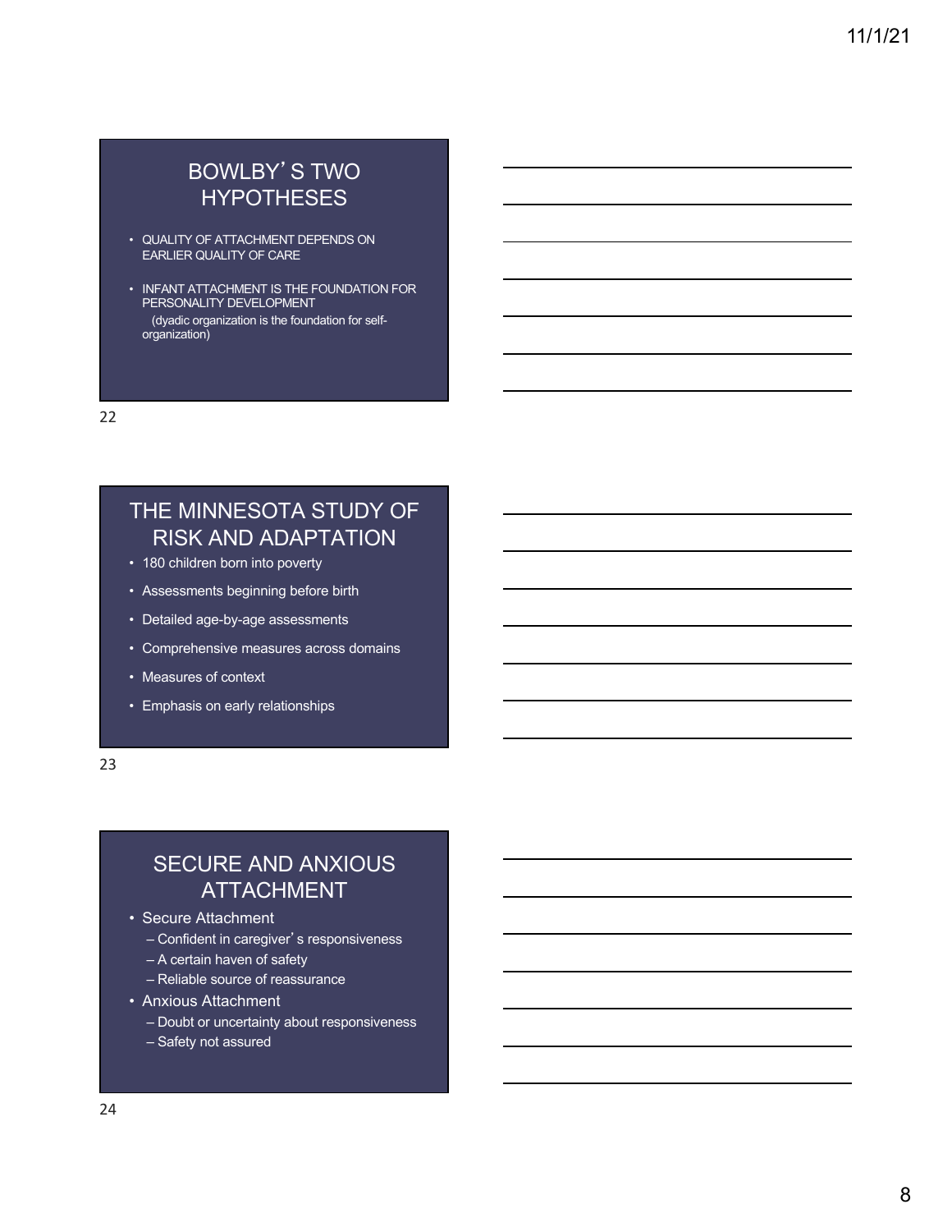## BOWLBY'S TWO HYPOTHESES

- QUALITY OF ATTACHMENT DEPENDS ON EARLIER QUALITY OF CARE
- INFANT ATTACHMENT IS THE FOUNDATION FOR PERSONALITY DEVELOPMENT
  (dyadic organization is the foundation for self-organization)

## THE MINNESOTA STUDY OF RISK AND ADAPTATION

- 180 children born into poverty
- Assessments beginning before birth
- Detailed age-by-age assessments
- Comprehensive measures across domains
- Measures of context
- Emphasis on early relationships

## SECURE AND ANXIOUS ATTACHMENT

- Secure Attachment
  - Confident in caregiver's responsiveness
  - A certain haven of safety
  - Reliable source of reassurance
- Anxious Attachment
  - Doubt or uncertainty about responsiveness
  - Safety not assured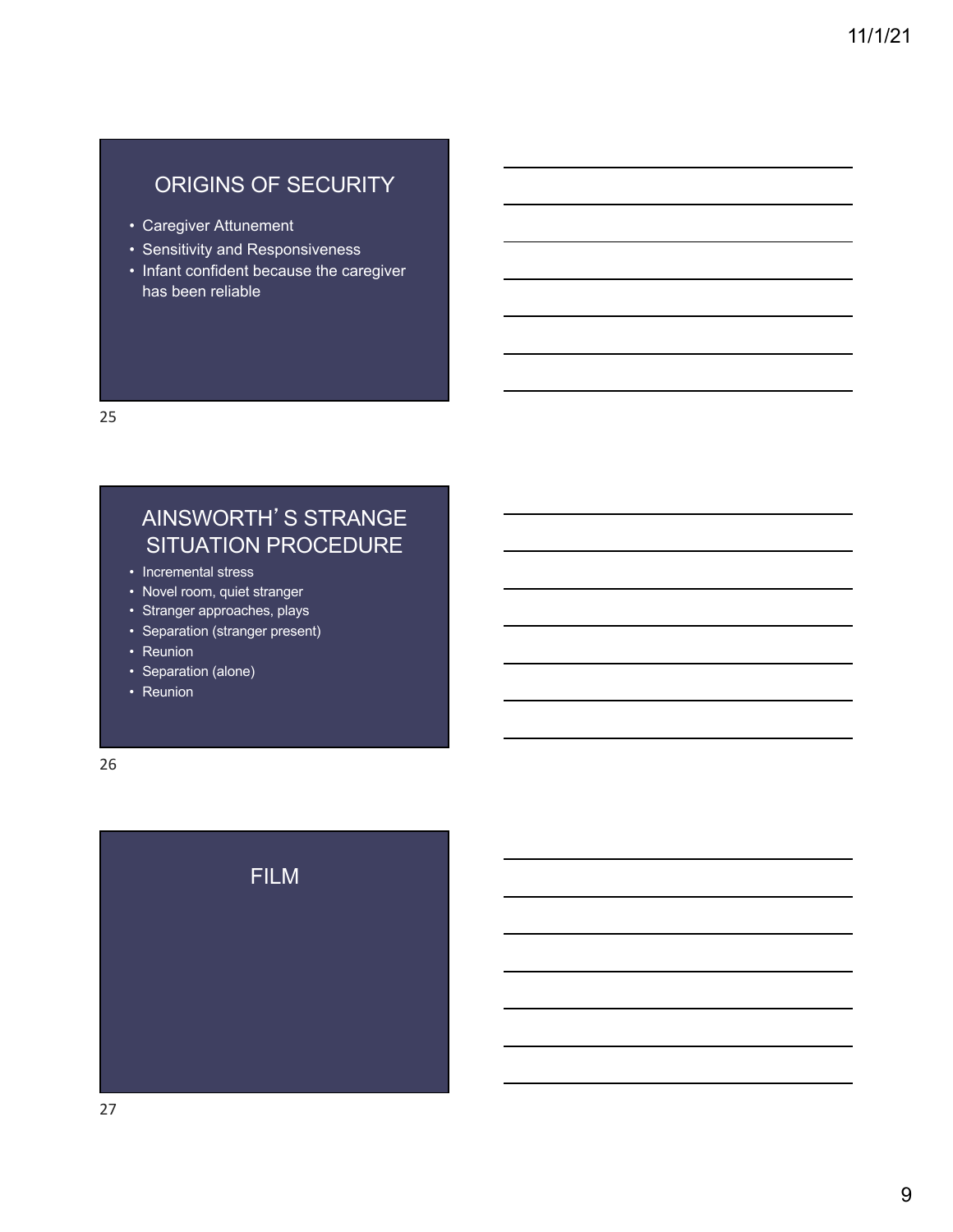## ORIGINS OF SECURITY

- Caregiver Attunement
- Sensitivity and Responsiveness
- Infant confident because the caregiver has been reliable

## AINSWORTH'S STRANGE SITUATION PROCEDURE

- Incremental stress
- Novel room, quiet stranger
- Stranger approaches, plays
- Separation (stranger present)
- Reunion
- Separation (alone)
- Reunion

## FILM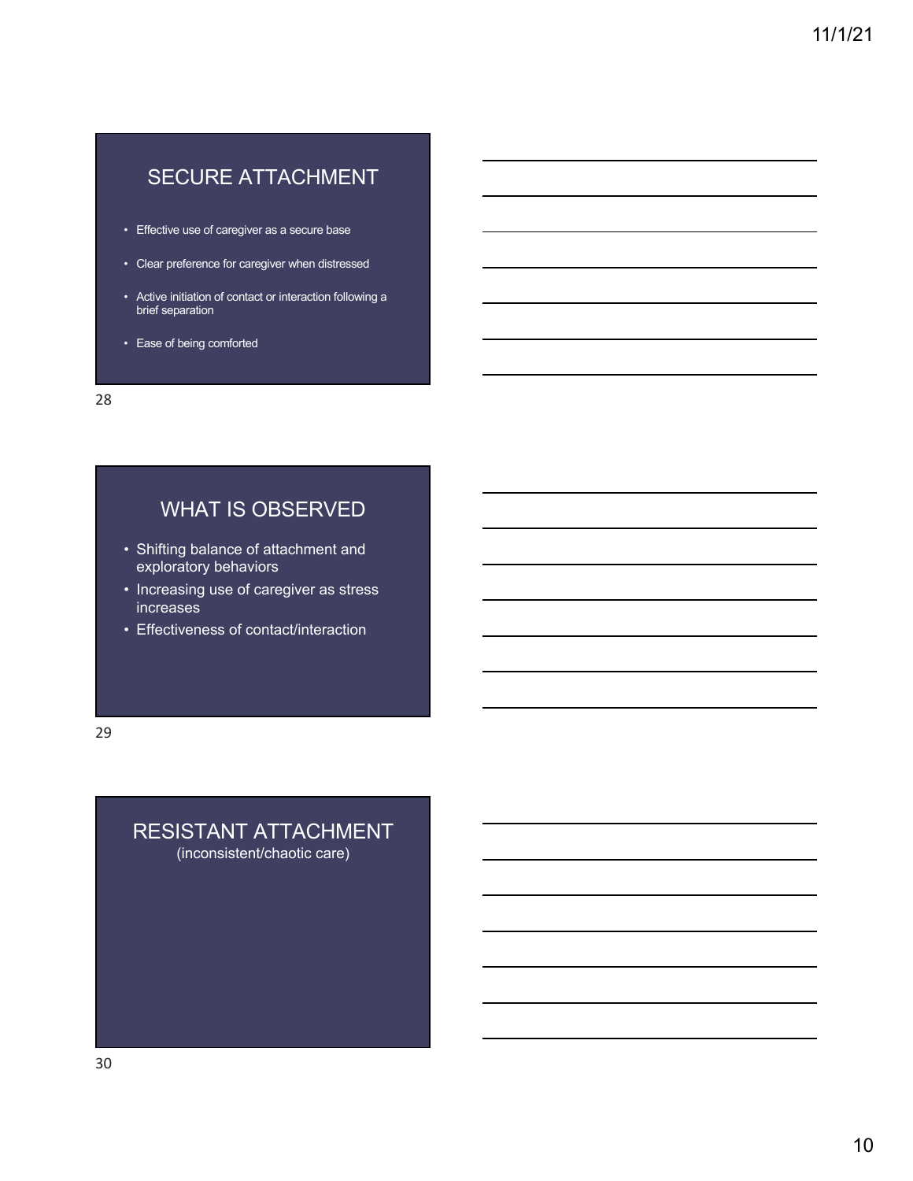## SECURE ATTACHMENT

- Effective use of caregiver as a secure base
- Clear preference for caregiver when distressed
- Active initiation of contact or interaction following a brief separation
- Ease of being comforted

## WHAT IS OBSERVED

- Shifting balance of attachment and exploratory behaviors
- Increasing use of caregiver as stress increases
- Effectiveness of contact/interaction

## RESISTANT ATTACHMENT

(inconsistent/chaotic care)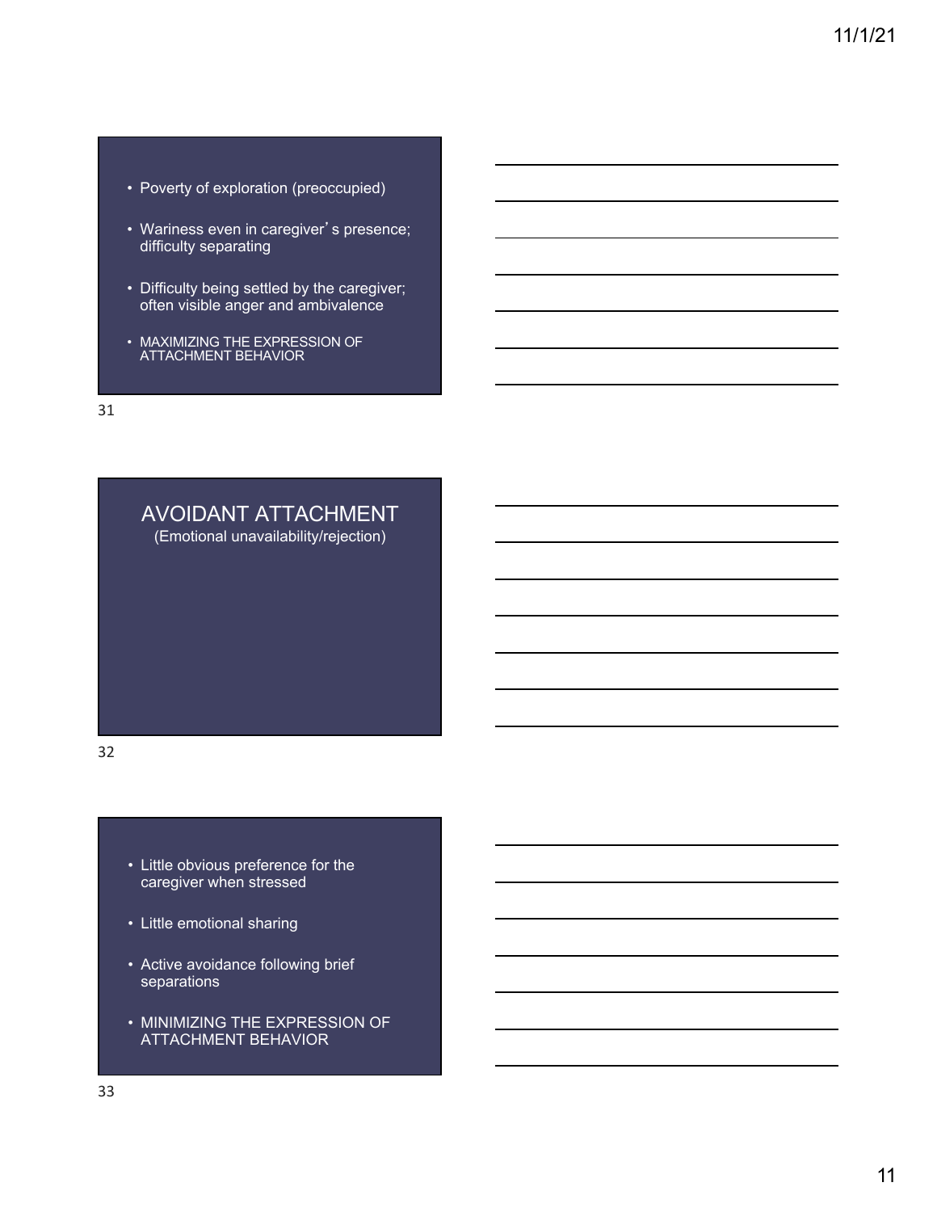- Poverty of exploration (preoccupied)
- Wariness even in caregiver's presence; difficulty separating
- Difficulty being settled by the caregiver; often visible anger and ambivalence
- MAXIMIZING THE EXPRESSION OF ATTACHMENT BEHAVIOR

## AVOIDANT ATTACHMENT

(Emotional unavailability/rejection)

- Little obvious preference for the caregiver when stressed
- Little emotional sharing
- Active avoidance following brief separations
- MINIMIZING THE EXPRESSION OF ATTACHMENT BEHAVIOR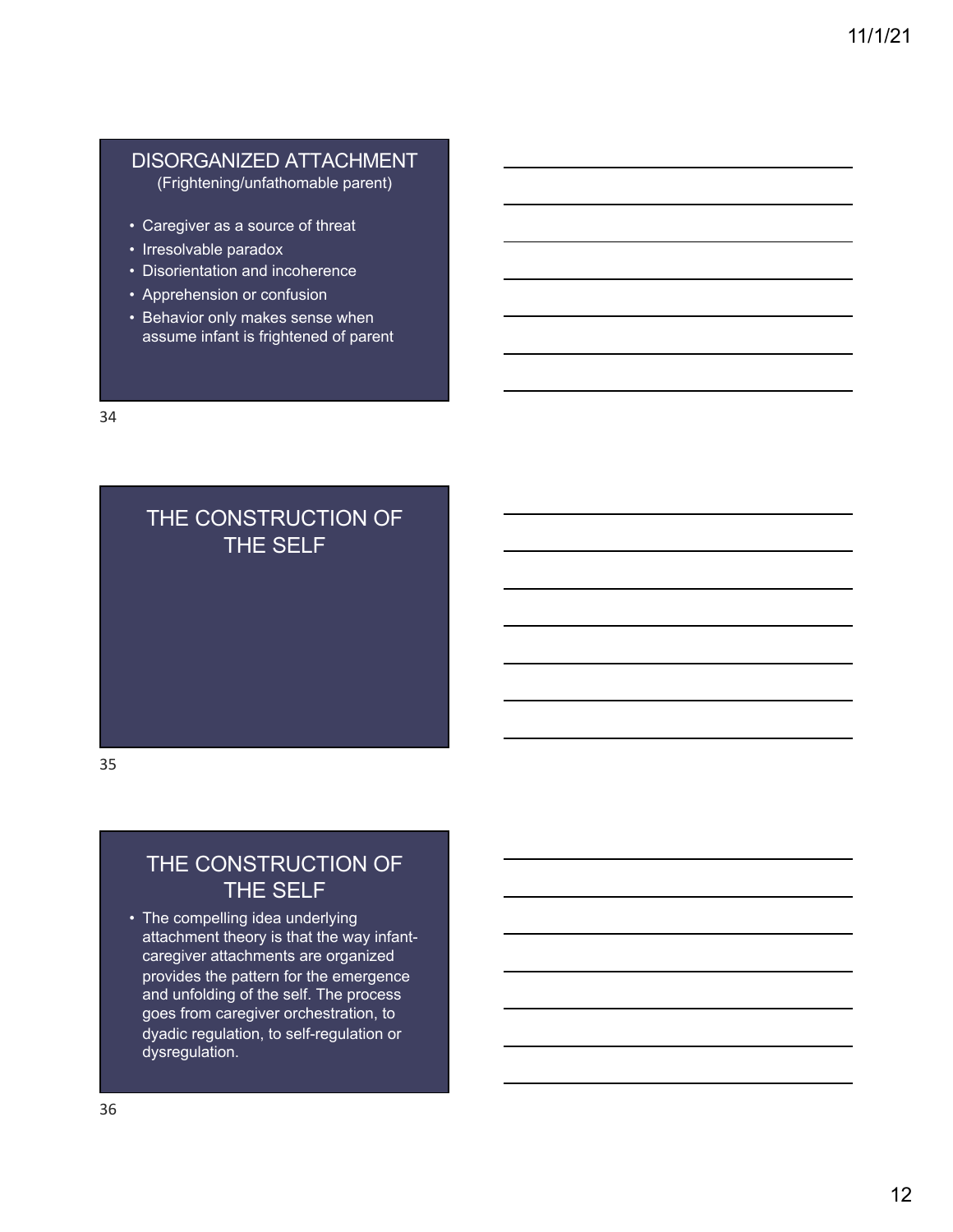## DISORGANIZED ATTACHMENT
(Frightening/unfathomable parent)

- Caregiver as a source of threat
- Irresolvable paradox
- Disorientation and incoherence
- Apprehension or confusion
- Behavior only makes sense when assume infant is frightened of parent

## THE CONSTRUCTION OF THE SELF

## THE CONSTRUCTION OF THE SELF

- The compelling idea underlying attachment theory is that the way infant-caregiver attachments are organized provides the pattern for the emergence and unfolding of the self. The process goes from caregiver orchestration, to dyadic regulation, to self-regulation or dysregulation.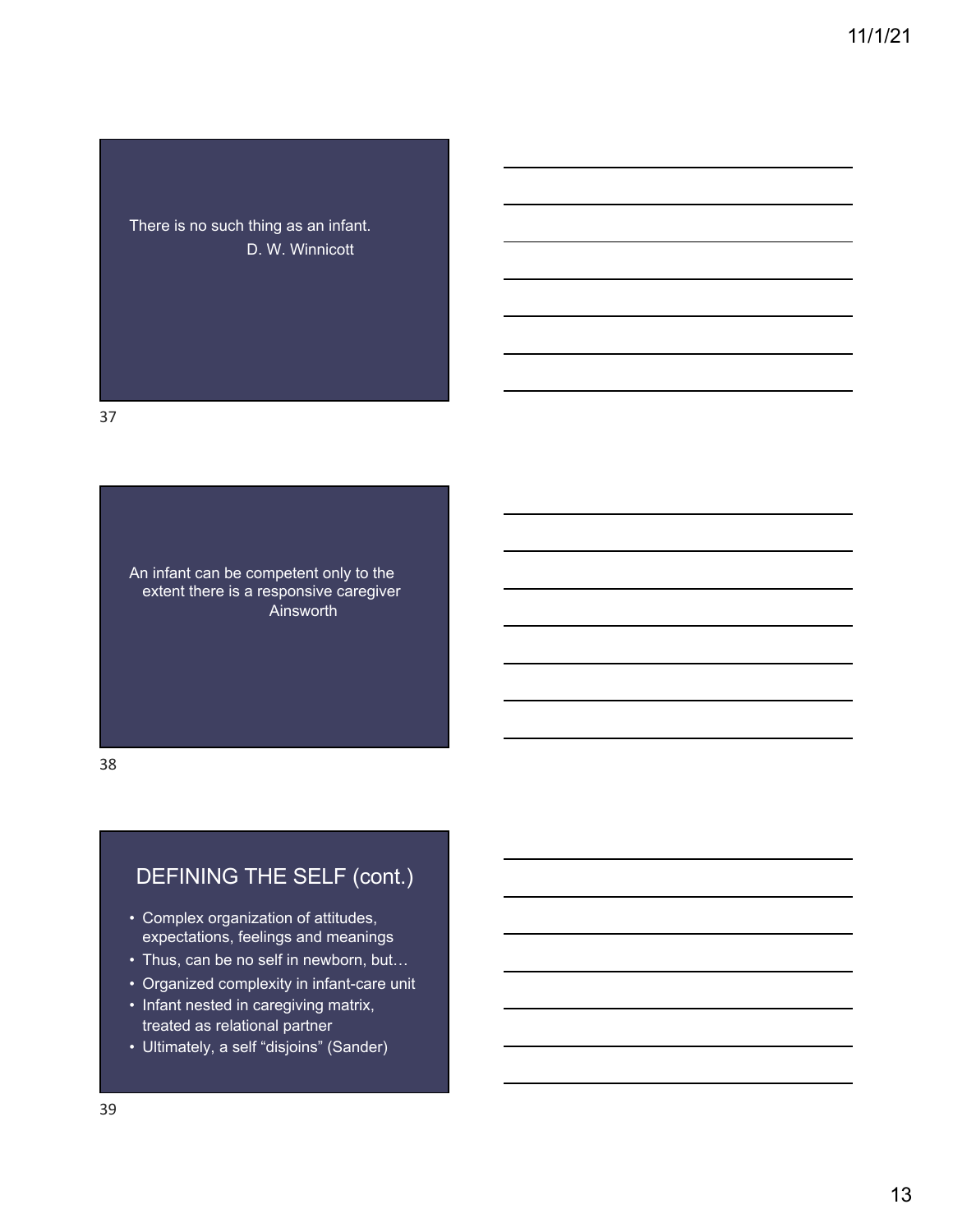There is no such thing as an infant.

D. W. Winnicott

An infant can be competent only to the extent there is a responsive caregiver

Ainsworth

## DEFINING THE SELF (cont.)

- Complex organization of attitudes, expectations, feelings and meanings
- Thus, can be no self in newborn, but…
- Organized complexity in infant-care unit
- Infant nested in caregiving matrix, treated as relational partner
- Ultimately, a self “disjoins” (Sander)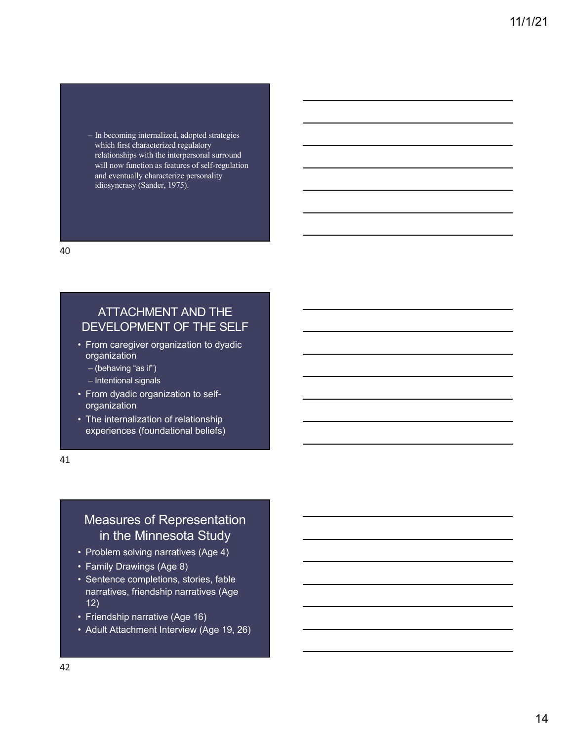– In becoming internalized, adopted strategies which first characterized regulatory relationships with the interpersonal surround will now function as features of self-regulation and eventually characterize personality idiosyncrasy (Sander, 1975).

## ATTACHMENT AND THE DEVELOPMENT OF THE SELF

- From caregiver organization to dyadic organization
  - (behaving "as if")
  - Intentional signals
- From dyadic organization to self-organization
- The internalization of relationship experiences (foundational beliefs)

## Measures of Representation in the Minnesota Study

- Problem solving narratives (Age 4)
- Family Drawings (Age 8)
- Sentence completions, stories, fable narratives, friendship narratives (Age 12)
- Friendship narrative (Age 16)
- Adult Attachment Interview (Age 19, 26)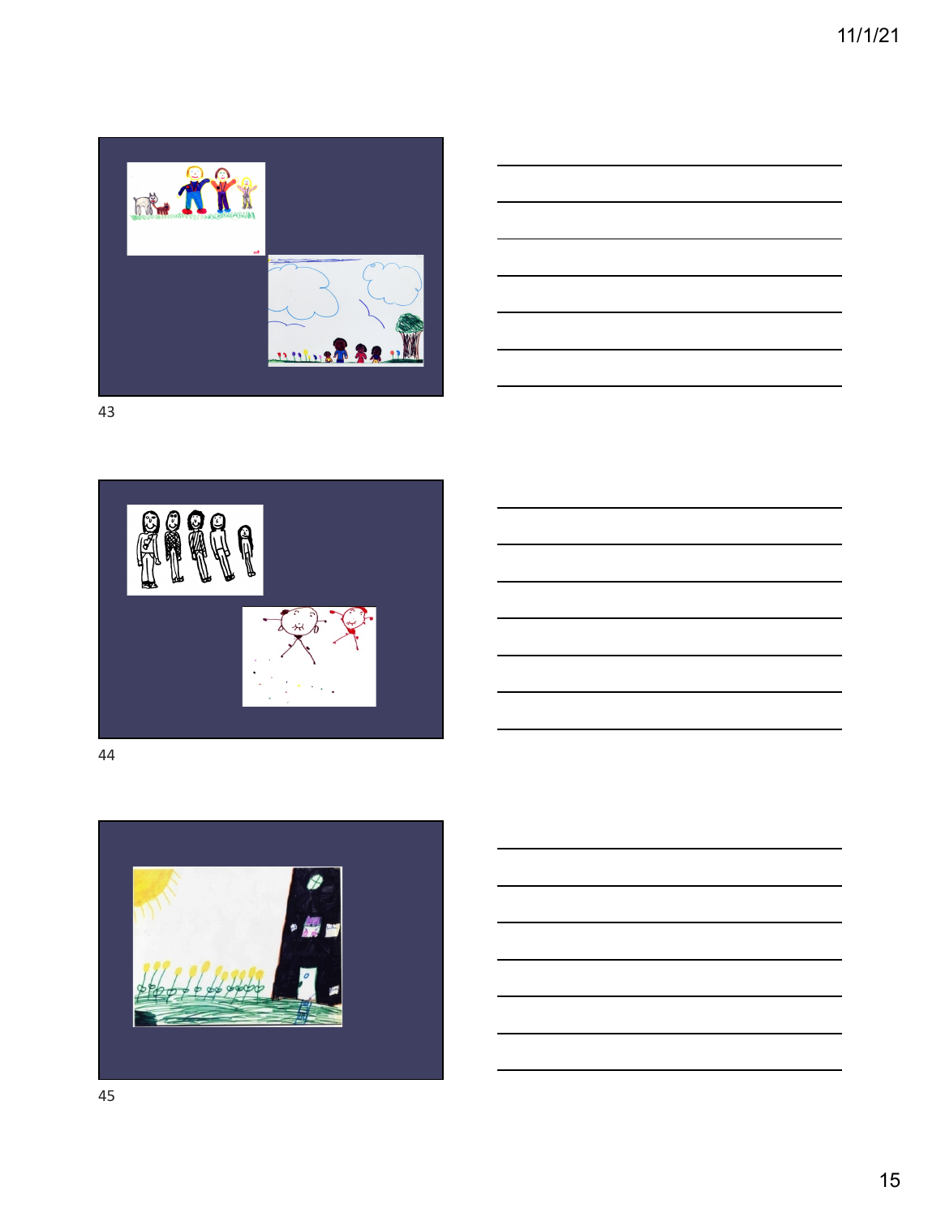43

44

45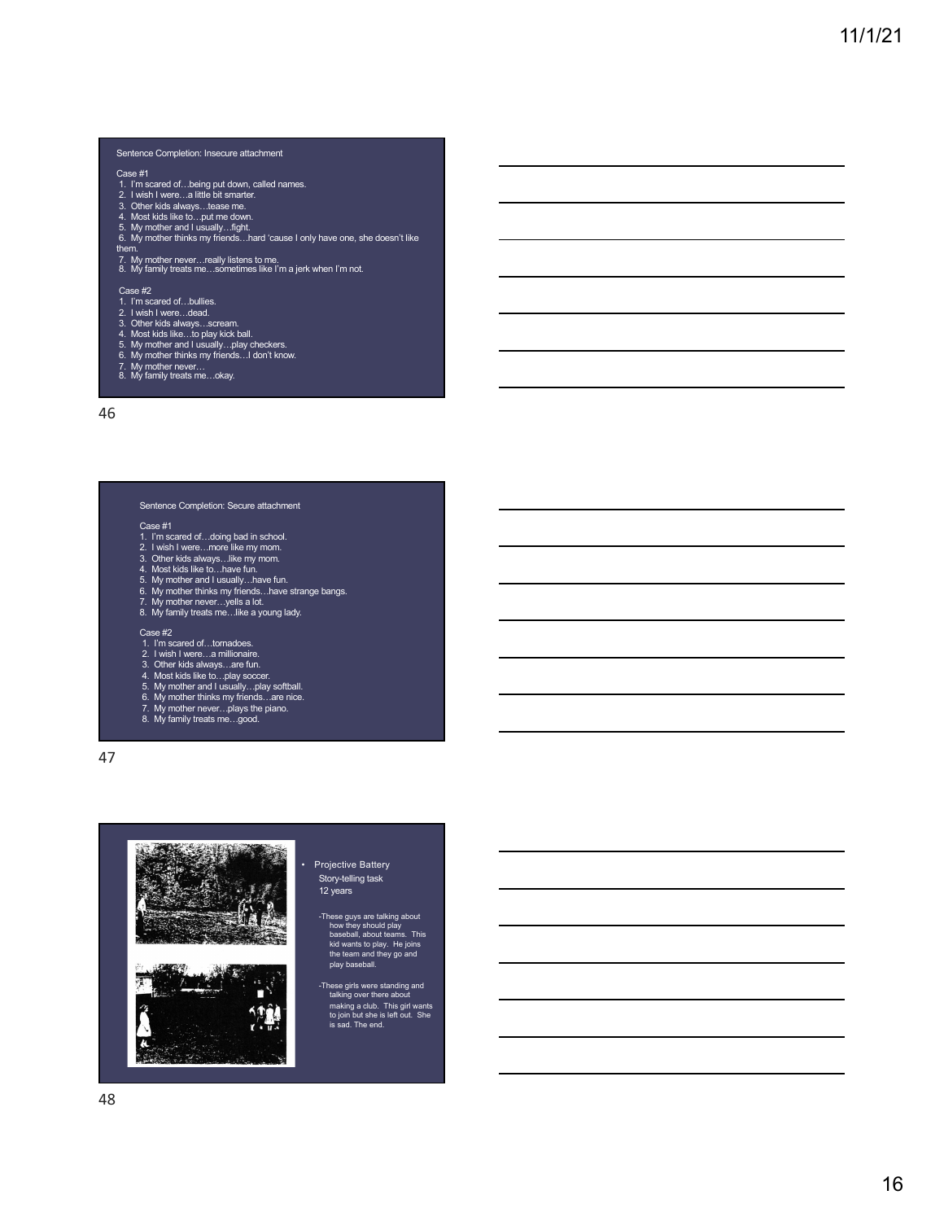## Sentence Completion: Insecure attachment

**Case #1**

1. I'm scared of…being put down, called names.
2. I wish I were…a little bit smarter.
3. Other kids always…tease me.
4. Most kids like to…put me down.
5. My mother and I usually…fight.
6. My mother thinks my friends…hard 'cause I only have one, she doesn't like them.
7. My mother never…really listens to me.
8. My family treats me…sometimes like I'm a jerk when I'm not.

**Case #2**

1. I'm scared of…bullies.
2. I wish I were…dead.
3. Other kids always…scream.
4. Most kids like…to play kick ball.
5. My mother and I usually…play checkers.
6. My mother thinks my friends…I don't know.
7. My mother never…
8. My family treats me…okay.

## Sentence Completion: Secure attachment

**Case #1**

1. I'm scared of…doing bad in school.
2. I wish I were…more like my mom.
3. Other kids always…like my mom.
4. Most kids like to…have fun.
5. My mother and I usually…have fun.
6. My mother thinks my friends…have strange bangs.
7. My mother never…yells a lot.
8. My family treats me…like a young lady.

**Case #2**

1. I'm scared of…tornadoes.
2. I wish I were…a millionaire.
3. Other kids always…are fun.
4. Most kids like to…play soccer.
5. My mother and I usually…play softball.
6. My mother thinks my friends…are nice.
7. My mother never…plays the piano.
8. My family treats me…good.

- Projective Battery
  Story-telling task
  12 years

  -These guys are talking about how they should play baseball, about teams. This kid wants to play. He joins the team and they go and play baseball.

  -These girls were standing and talking over there about making a club. This girl wants to join but she is left out. She is sad. The end.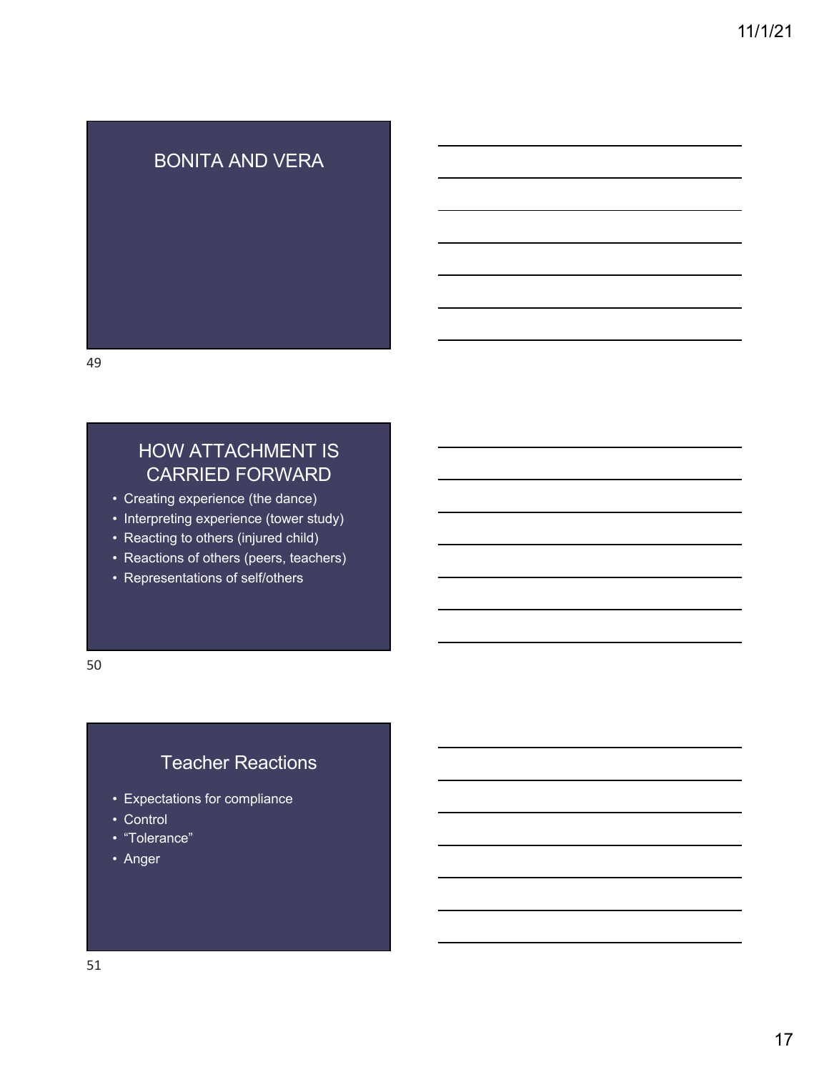## BONITA AND VERA

## HOW ATTACHMENT IS CARRIED FORWARD

- Creating experience (the dance)
- Interpreting experience (tower study)
- Reacting to others (injured child)
- Reactions of others (peers, teachers)
- Representations of self/others

## Teacher Reactions

- Expectations for compliance
- Control
- "Tolerance"
- Anger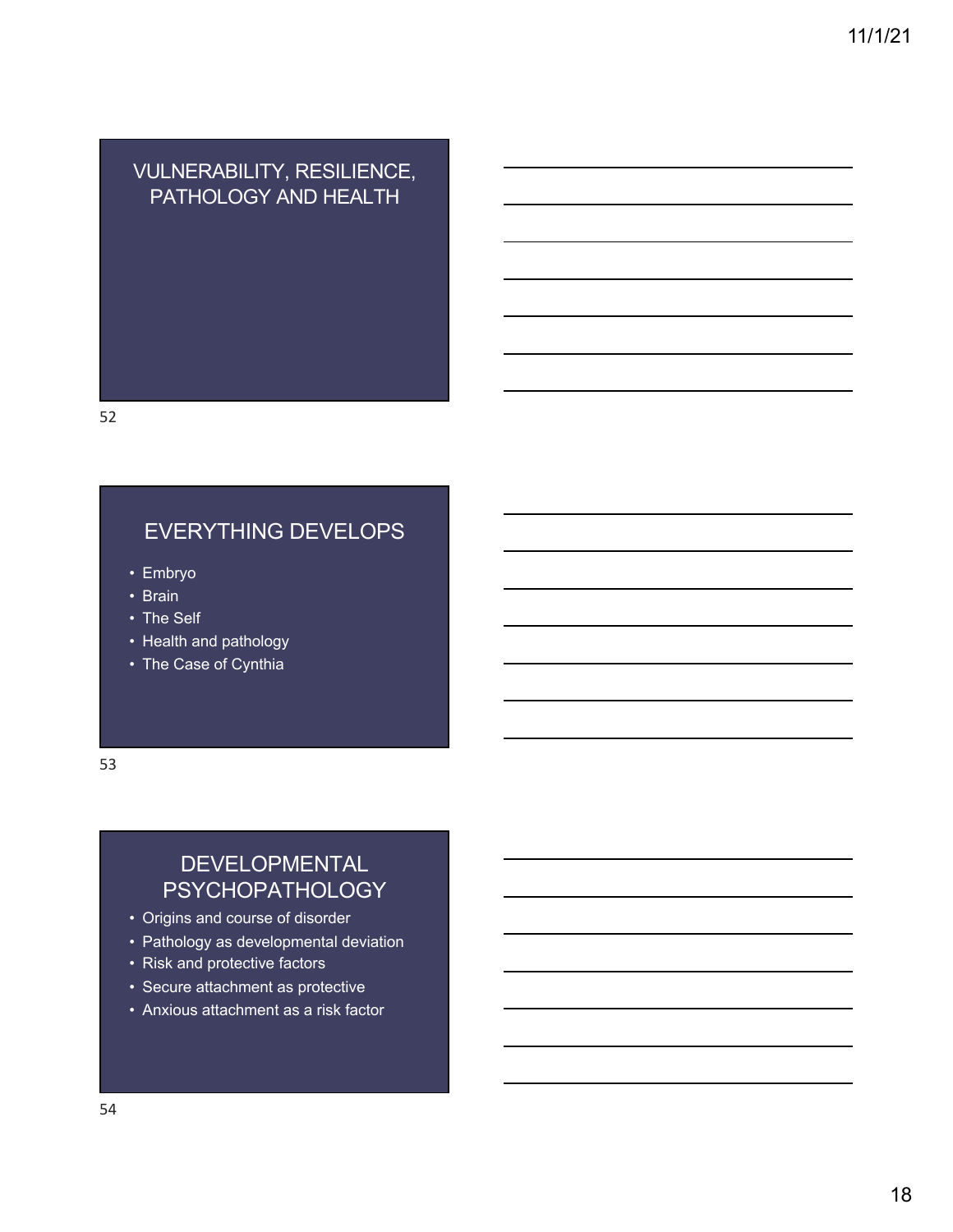## VULNERABILITY, RESILIENCE, PATHOLOGY AND HEALTH

## EVERYTHING DEVELOPS

- Embryo
- Brain
- The Self
- Health and pathology
- The Case of Cynthia

## DEVELOPMENTAL PSYCHOPATHOLOGY

- Origins and course of disorder
- Pathology as developmental deviation
- Risk and protective factors
- Secure attachment as protective
- Anxious attachment as a risk factor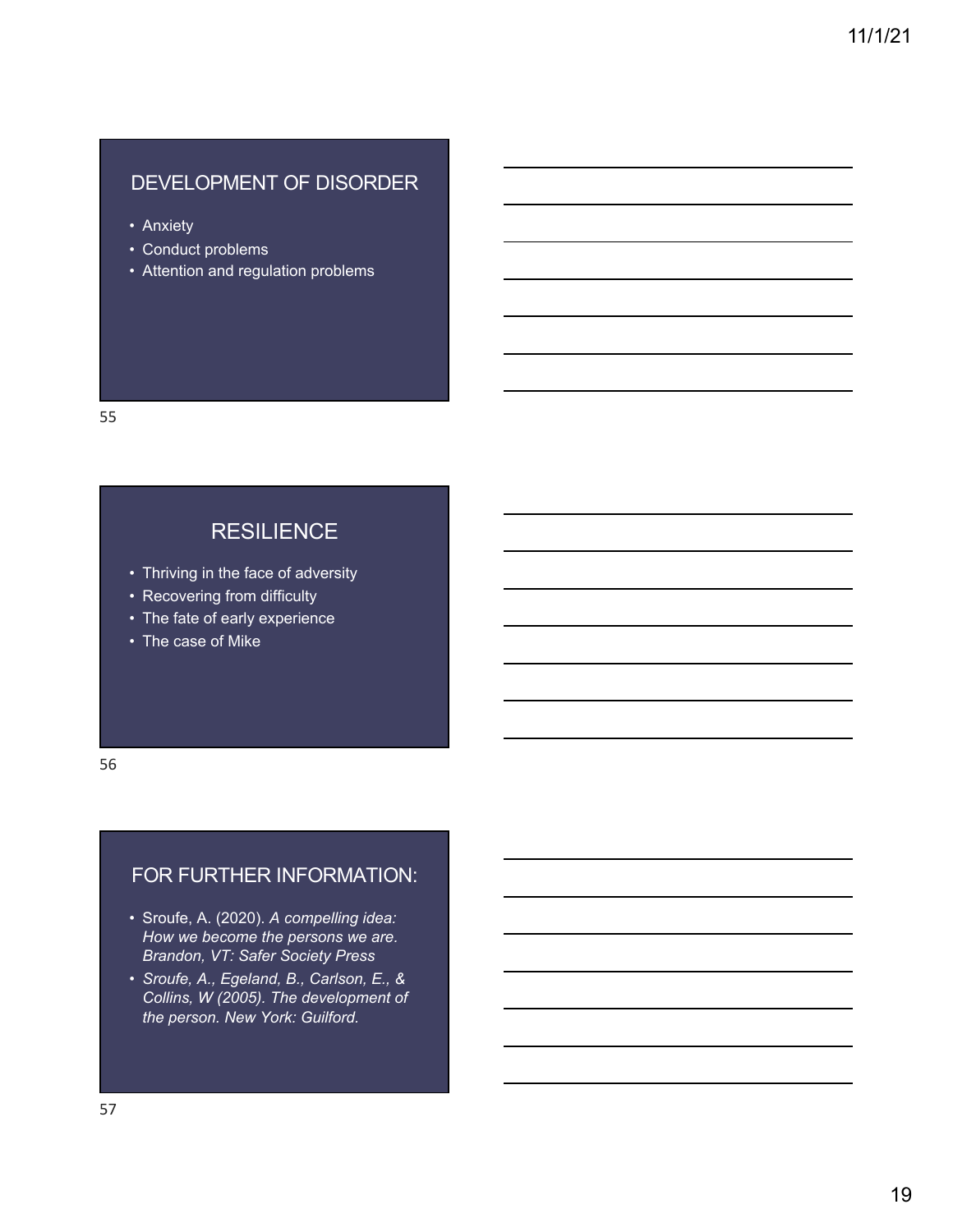## DEVELOPMENT OF DISORDER

- Anxiety
- Conduct problems
- Attention and regulation problems

## RESILIENCE

- Thriving in the face of adversity
- Recovering from difficulty
- The fate of early experience
- The case of Mike

## FOR FURTHER INFORMATION:

- Sroufe, A. (2020). *A compelling idea: How we become the persons we are. Brandon, VT: Safer Society Press*
- *Sroufe, A., Egeland, B., Carlson, E., & Collins, W (2005). The development of the person. New York: Guilford.*